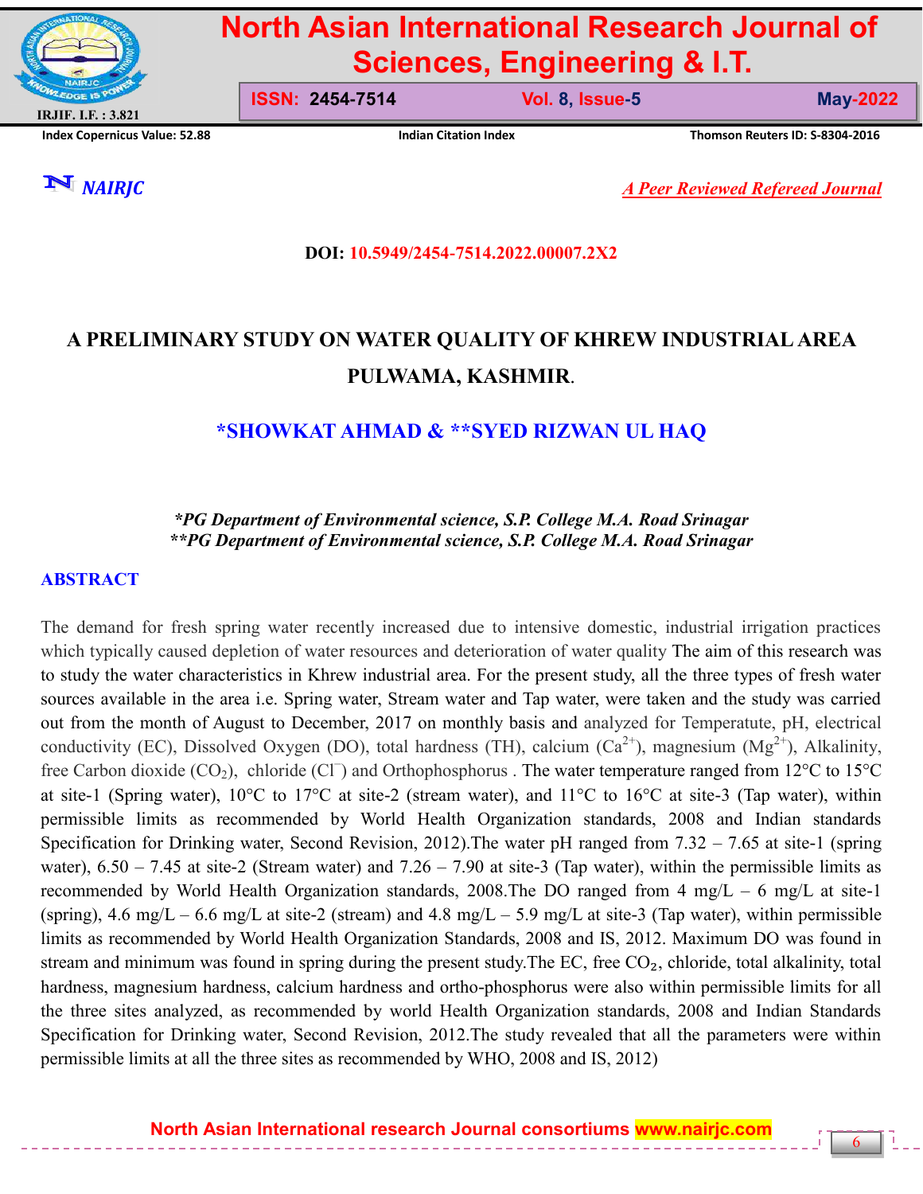**DOI: 10.5949/2454-7514.2022.00007.2X2**

# A PRELIMINARY STUDY ON WATER QUALITY OF KHREW INDUSTRIAL AREA PULWAMA, KASHMIR.

## *SHOWKAT AHMAD & **SYED RIZWAN UL HAQ

*\*PG Department of Environmental science, S.P. College M.A. Road Srinagar*
*\*\*PG Department of Environmental science, S.P. College M.A. Road Srinagar*

## ABSTRACT

The demand for fresh spring water recently increased due to intensive domestic, industrial irrigation practices which typically caused depletion of water resources and deterioration of water quality The aim of this research was to study the water characteristics in Khrew industrial area. For the present study, all the three types of fresh water sources available in the area i.e. Spring water, Stream water and Tap water, were taken and the study was carried out from the month of August to December, 2017 on monthly basis and analyzed for Temperatute, pH, electrical conductivity (EC), Dissolved Oxygen (DO), total hardness (TH), calcium ($Ca^{2+}$), magnesium ($Mg^{2+}$), Alkalinity, free Carbon dioxide ($CO_2$), chloride ($Cl^-$) and Orthophosphorus . The water temperature ranged from 12°C to 15°C at site-1 (Spring water), 10°C to 17°C at site-2 (stream water), and 11°C to 16°C at site-3 (Tap water), within permissible limits as recommended by World Health Organization standards, 2008 and Indian standards Specification for Drinking water, Second Revision, 2012).The water pH ranged from 7.32 – 7.65 at site-1 (spring water), 6.50 – 7.45 at site-2 (Stream water) and 7.26 – 7.90 at site-3 (Tap water), within the permissible limits as recommended by World Health Organization standards, 2008.The DO ranged from 4 mg/L – 6 mg/L at site-1 (spring), 4.6 mg/L – 6.6 mg/L at site-2 (stream) and 4.8 mg/L – 5.9 mg/L at site-3 (Tap water), within permissible limits as recommended by World Health Organization Standards, 2008 and IS, 2012. Maximum DO was found in stream and minimum was found in spring during the present study.The EC, free $CO_2$, chloride, total alkalinity, total hardness, magnesium hardness, calcium hardness and ortho-phosphorus were also within permissible limits for all the three sites analyzed, as recommended by world Health Organization standards, 2008 and Indian Standards Specification for Drinking water, Second Revision, 2012.The study revealed that all the parameters were within permissible limits at all the three sites as recommended by WHO, 2008 and IS, 2012)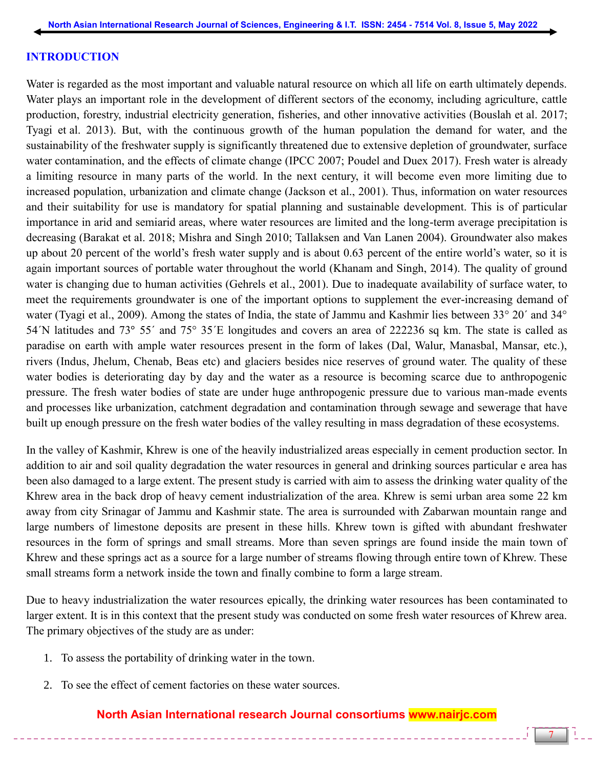## INTRODUCTION

Water is regarded as the most important and valuable natural resource on which all life on earth ultimately depends. Water plays an important role in the development of different sectors of the economy, including agriculture, cattle production, forestry, industrial electricity generation, fisheries, and other innovative activities (Bouslah et al. 2017; Tyagi et al. 2013). But, with the continuous growth of the human population the demand for water, and the sustainability of the freshwater supply is significantly threatened due to extensive depletion of groundwater, surface water contamination, and the effects of climate change (IPCC 2007; Poudel and Duex 2017). Fresh water is already a limiting resource in many parts of the world. In the next century, it will become even more limiting due to increased population, urbanization and climate change (Jackson et al., 2001). Thus, information on water resources and their suitability for use is mandatory for spatial planning and sustainable development. This is of particular importance in arid and semiarid areas, where water resources are limited and the long-term average precipitation is decreasing (Barakat et al. 2018; Mishra and Singh 2010; Tallaksen and Van Lanen 2004). Groundwater also makes up about 20 percent of the world's fresh water supply and is about 0.63 percent of the entire world's water, so it is again important sources of portable water throughout the world (Khanam and Singh, 2014). The quality of ground water is changing due to human activities (Gehrels et al., 2001). Due to inadequate availability of surface water, to meet the requirements groundwater is one of the important options to supplement the ever-increasing demand of water (Tyagi et al., 2009). Among the states of India, the state of Jammu and Kashmir lies between 33° 20´ and 34° 54´N latitudes and 73° 55´ and 75° 35´E longitudes and covers an area of 222236 sq km. The state is called as paradise on earth with ample water resources present in the form of lakes (Dal, Walur, Manasbal, Mansar, etc.), rivers (Indus, Jhelum, Chenab, Beas etc) and glaciers besides nice reserves of ground water. The quality of these water bodies is deteriorating day by day and the water as a resource is becoming scarce due to anthropogenic pressure. The fresh water bodies of state are under huge anthropogenic pressure due to various man-made events and processes like urbanization, catchment degradation and contamination through sewage and sewerage that have built up enough pressure on the fresh water bodies of the valley resulting in mass degradation of these ecosystems.

In the valley of Kashmir, Khrew is one of the heavily industrialized areas especially in cement production sector. In addition to air and soil quality degradation the water resources in general and drinking sources particular e area has been also damaged to a large extent. The present study is carried with aim to assess the drinking water quality of the Khrew area in the back drop of heavy cement industrialization of the area. Khrew is semi urban area some 22 km away from city Srinagar of Jammu and Kashmir state. The area is surrounded with Zabarwan mountain range and large numbers of limestone deposits are present in these hills. Khrew town is gifted with abundant freshwater resources in the form of springs and small streams. More than seven springs are found inside the main town of Khrew and these springs act as a source for a large number of streams flowing through entire town of Khrew. These small streams form a network inside the town and finally combine to form a large stream.

Due to heavy industrialization the water resources epically, the drinking water resources has been contaminated to larger extent. It is in this context that the present study was conducted on some fresh water resources of Khrew area. The primary objectives of the study are as under:

1. To assess the portability of drinking water in the town.
2. To see the effect of cement factories on these water sources.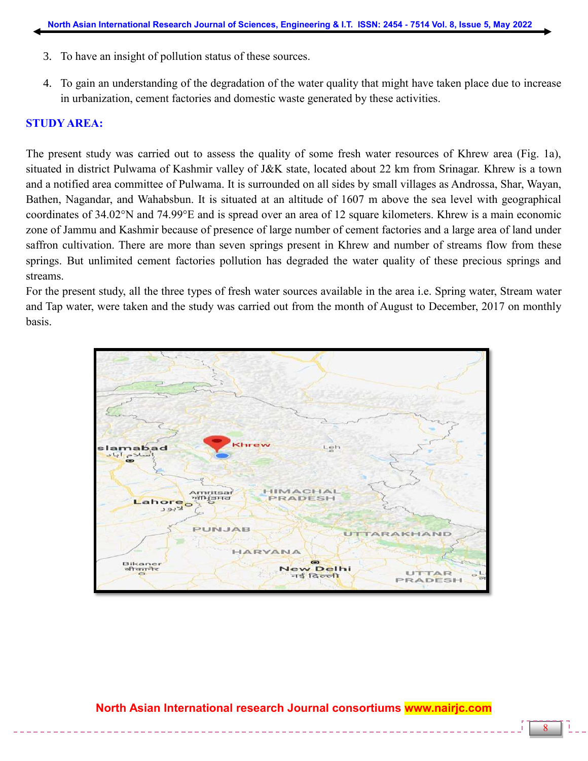3. To have an insight of pollution status of these sources.

4. To gain an understanding of the degradation of the water quality that might have taken place due to increase in urbanization, cement factories and domestic waste generated by these activities.

## STUDY AREA:

The present study was carried out to assess the quality of some fresh water resources of Khrew area (Fig. 1a), situated in district Pulwama of Kashmir valley of J&K state, located about 22 km from Srinagar. Khrew is a town and a notified area committee of Pulwama. It is surrounded on all sides by small villages as Androssa, Shar, Wayan, Bathen, Nagandar, and Wahabsbun. It is situated at an altitude of 1607 m above the sea level with geographical coordinates of 34.02°N and 74.99°E and is spread over an area of 12 square kilometers. Khrew is a main economic zone of Jammu and Kashmir because of presence of large number of cement factories and a large area of land under saffron cultivation. There are more than seven springs present in Khrew and number of streams flow from these springs. But unlimited cement factories pollution has degraded the water quality of these precious springs and streams.

For the present study, all the three types of fresh water sources available in the area i.e. Spring water, Stream water and Tap water, were taken and the study was carried out from the month of August to December, 2017 on monthly basis.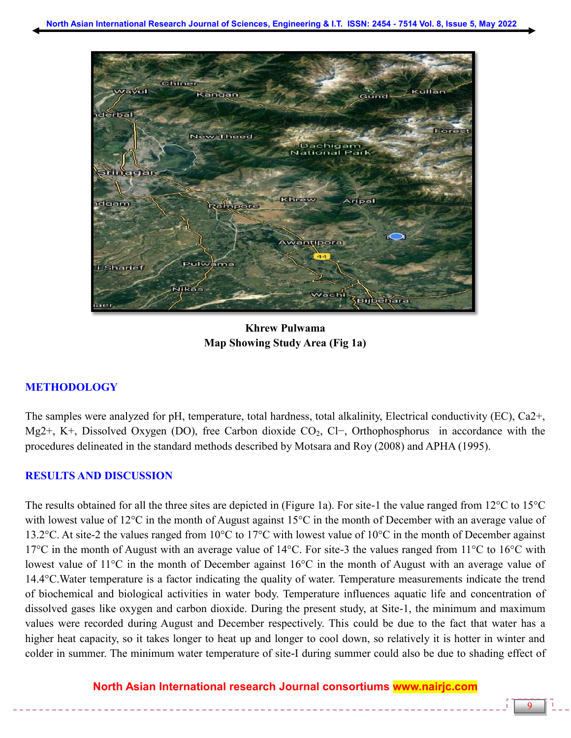**Khrew Pulwama**
**Map Showing Study Area (Fig 1a)**

## METHODOLOGY

The samples were analyzed for pH, temperature, total hardness, total alkalinity, Electrical conductivity (EC), Ca2+, Mg2+, K+, Dissolved Oxygen (DO), free Carbon dioxide $CO_2$, Cl−, Orthophosphorus in accordance with the procedures delineated in the standard methods described by Motsara and Roy (2008) and APHA (1995).

## RESULTS AND DISCUSSION

The results obtained for all the three sites are depicted in (Figure 1a). For site-1 the value ranged from 12°C to 15°C with lowest value of 12°C in the month of August against 15°C in the month of December with an average value of 13.2°C. At site-2 the values ranged from 10°C to 17°C with lowest value of 10°C in the month of December against 17°C in the month of August with an average value of 14°C. For site-3 the values ranged from 11°C to 16°C with lowest value of 11°C in the month of December against 16°C in the month of August with an average value of 14.4°C.Water temperature is a factor indicating the quality of water. Temperature measurements indicate the trend of biochemical and biological activities in water body. Temperature influences aquatic life and concentration of dissolved gases like oxygen and carbon dioxide. During the present study, at Site-1, the minimum and maximum values were recorded during August and December respectively. This could be due to the fact that water has a higher heat capacity, so it takes longer to heat up and longer to cool down, so relatively it is hotter in winter and colder in summer. The minimum water temperature of site-I during summer could also be due to shading effect of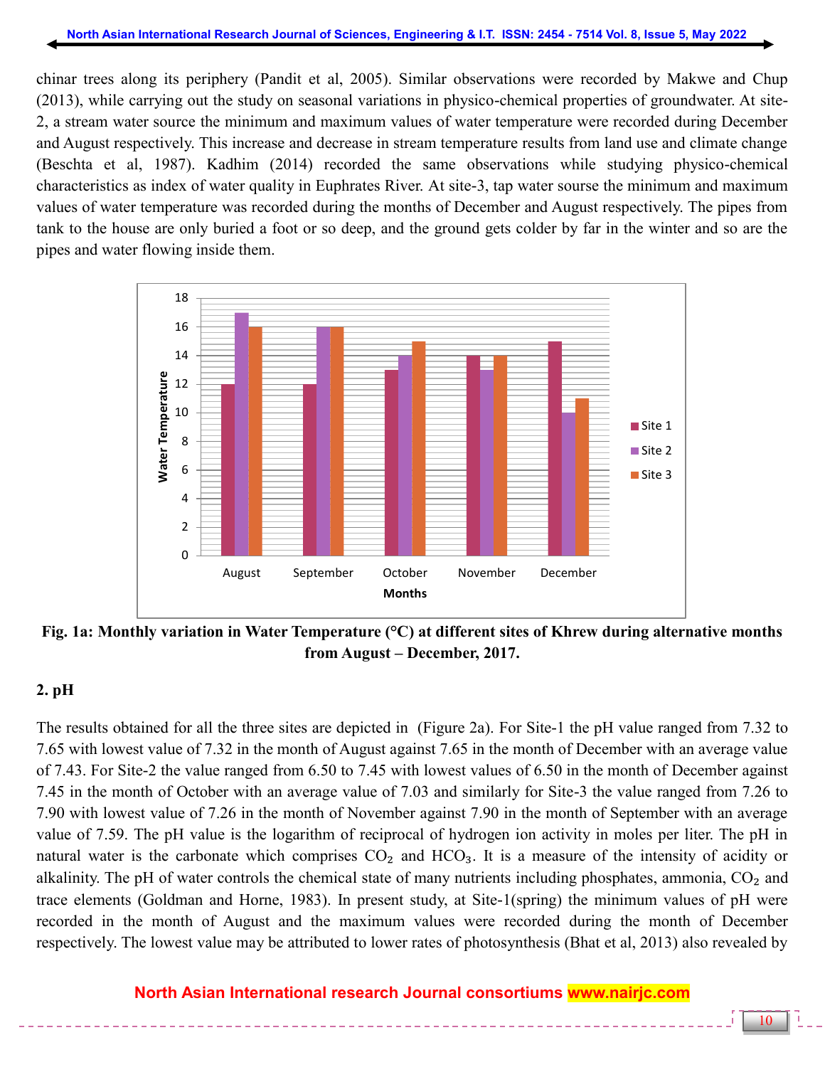chinar trees along its periphery (Pandit et al, 2005). Similar observations were recorded by Makwe and Chup (2013), while carrying out the study on seasonal variations in physico-chemical properties of groundwater. At site-2, a stream water source the minimum and maximum values of water temperature were recorded during December and August respectively. This increase and decrease in stream temperature results from land use and climate change (Beschta et al, 1987). Kadhim (2014) recorded the same observations while studying physico-chemical characteristics as index of water quality in Euphrates River. At site-3, tap water sourse the minimum and maximum values of water temperature was recorded during the months of December and August respectively. The pipes from tank to the house are only buried a foot or so deep, and the ground gets colder by far in the winter and so are the pipes and water flowing inside them.

**Fig. 1a: Monthly variation in Water Temperature (°C) at different sites of Khrew during alternative months from August – December, 2017.**

## 2. pH

The results obtained for all the three sites are depicted in (Figure 2a). For Site-1 the pH value ranged from 7.32 to 7.65 with lowest value of 7.32 in the month of August against 7.65 in the month of December with an average value of 7.43. For Site-2 the value ranged from 6.50 to 7.45 with lowest values of 6.50 in the month of December against 7.45 in the month of October with an average value of 7.03 and similarly for Site-3 the value ranged from 7.26 to 7.90 with lowest value of 7.26 in the month of November against 7.90 in the month of September with an average value of 7.59. The pH value is the logarithm of reciprocal of hydrogen ion activity in moles per liter. The pH in natural water is the carbonate which comprises $CO_2$ and $HCO_3$. It is a measure of the intensity of acidity or alkalinity. The pH of water controls the chemical state of many nutrients including phosphates, ammonia, $CO_2$ and trace elements (Goldman and Horne, 1983). In present study, at Site-1(spring) the minimum values of pH were recorded in the month of August and the maximum values were recorded during the month of December respectively. The lowest value may be attributed to lower rates of photosynthesis (Bhat et al, 2013) also revealed by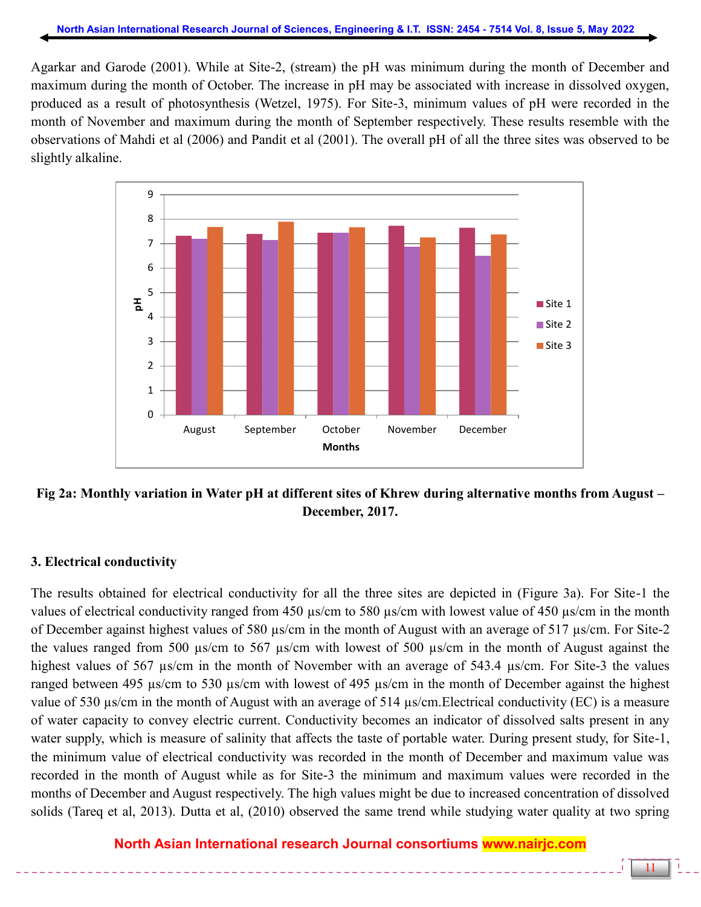Agarkar and Garode (2001). While at Site-2, (stream) the pH was minimum during the month of December and maximum during the month of October. The increase in pH may be associated with increase in dissolved oxygen, produced as a result of photosynthesis (Wetzel, 1975). For Site-3, minimum values of pH were recorded in the month of November and maximum during the month of September respectively. These results resemble with the observations of Mahdi et al (2006) and Pandit et al (2001). The overall pH of all the three sites was observed to be slightly alkaline.

**Fig 2a: Monthly variation in Water pH at different sites of Khrew during alternative months from August – December, 2017.**

### 3. Electrical conductivity

The results obtained for electrical conductivity for all the three sites are depicted in (Figure 3a). For Site-1 the values of electrical conductivity ranged from 450 µs/cm to 580 µs/cm with lowest value of 450 µs/cm in the month of December against highest values of 580 µs/cm in the month of August with an average of 517 µs/cm. For Site-2 the values ranged from 500 µs/cm to 567 µs/cm with lowest of 500 µs/cm in the month of August against the highest values of 567 µs/cm in the month of November with an average of 543.4 µs/cm. For Site-3 the values ranged between 495 µs/cm to 530 µs/cm with lowest of 495 µs/cm in the month of December against the highest value of 530 µs/cm in the month of August with an average of 514 µs/cm.Electrical conductivity (EC) is a measure of water capacity to convey electric current. Conductivity becomes an indicator of dissolved salts present in any water supply, which is measure of salinity that affects the taste of portable water. During present study, for Site-1, the minimum value of electrical conductivity was recorded in the month of December and maximum value was recorded in the month of August while as for Site-3 the minimum and maximum values were recorded in the months of December and August respectively. The high values might be due to increased concentration of dissolved solids (Tareq et al, 2013). Dutta et al, (2010) observed the same trend while studying water quality at two spring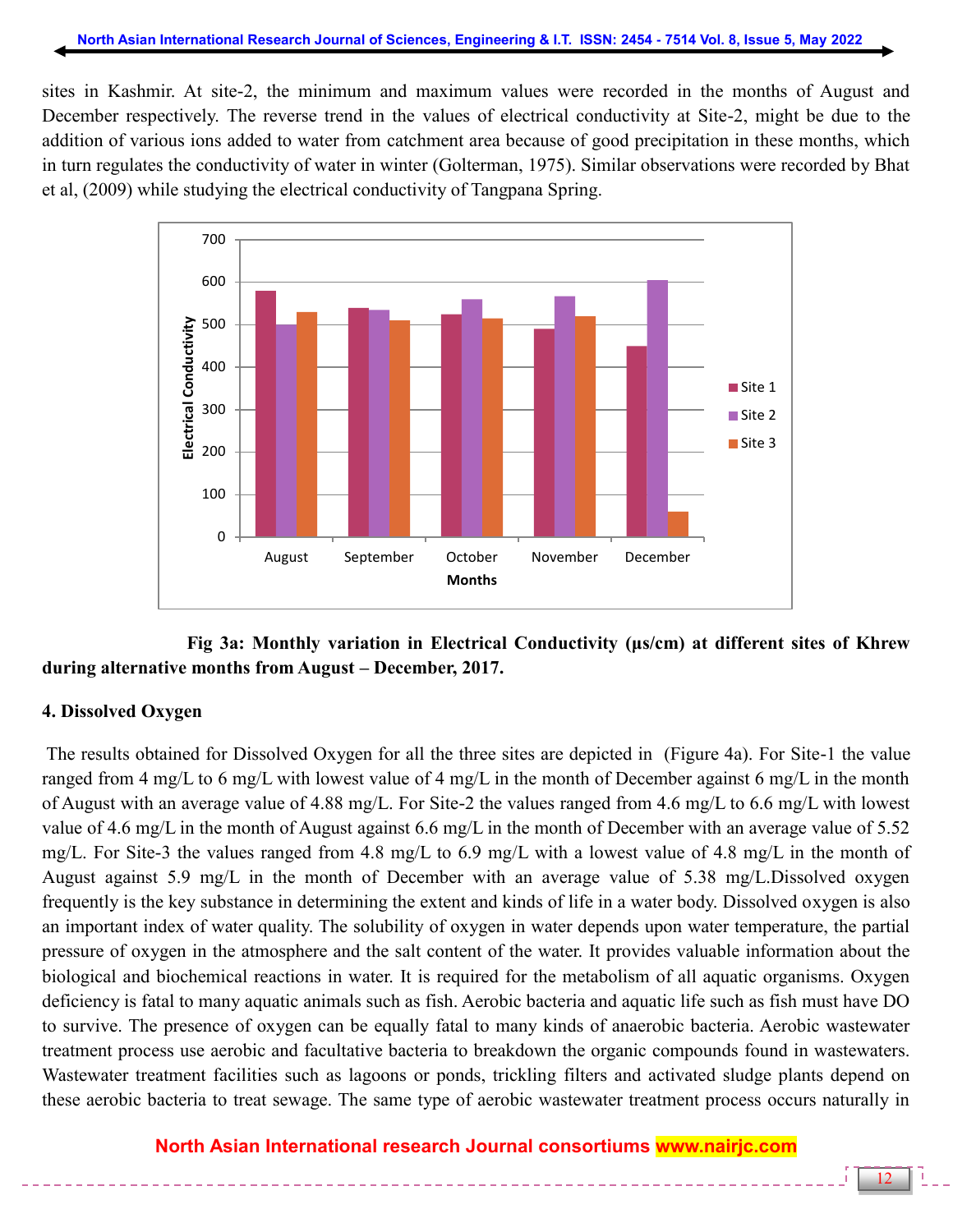sites in Kashmir. At site-2, the minimum and maximum values were recorded in the months of August and December respectively. The reverse trend in the values of electrical conductivity at Site-2, might be due to the addition of various ions added to water from catchment area because of good precipitation in these months, which in turn regulates the conductivity of water in winter (Golterman, 1975). Similar observations were recorded by Bhat et al, (2009) while studying the electrical conductivity of Tangpana Spring.

**Fig 3a: Monthly variation in Electrical Conductivity (μs/cm) at different sites of Khrew during alternative months from August – December, 2017.**

**4. Dissolved Oxygen**

The results obtained for Dissolved Oxygen for all the three sites are depicted in (Figure 4a). For Site-1 the value ranged from 4 mg/L to 6 mg/L with lowest value of 4 mg/L in the month of December against 6 mg/L in the month of August with an average value of 4.88 mg/L. For Site-2 the values ranged from 4.6 mg/L to 6.6 mg/L with lowest value of 4.6 mg/L in the month of August against 6.6 mg/L in the month of December with an average value of 5.52 mg/L. For Site-3 the values ranged from 4.8 mg/L to 6.9 mg/L with a lowest value of 4.8 mg/L in the month of August against 5.9 mg/L in the month of December with an average value of 5.38 mg/L.Dissolved oxygen frequently is the key substance in determining the extent and kinds of life in a water body. Dissolved oxygen is also an important index of water quality. The solubility of oxygen in water depends upon water temperature, the partial pressure of oxygen in the atmosphere and the salt content of the water. It provides valuable information about the biological and biochemical reactions in water. It is required for the metabolism of all aquatic organisms. Oxygen deficiency is fatal to many aquatic animals such as fish. Aerobic bacteria and aquatic life such as fish must have DO to survive. The presence of oxygen can be equally fatal to many kinds of anaerobic bacteria. Aerobic wastewater treatment process use aerobic and facultative bacteria to breakdown the organic compounds found in wastewaters. Wastewater treatment facilities such as lagoons or ponds, trickling filters and activated sludge plants depend on these aerobic bacteria to treat sewage. The same type of aerobic wastewater treatment process occurs naturally in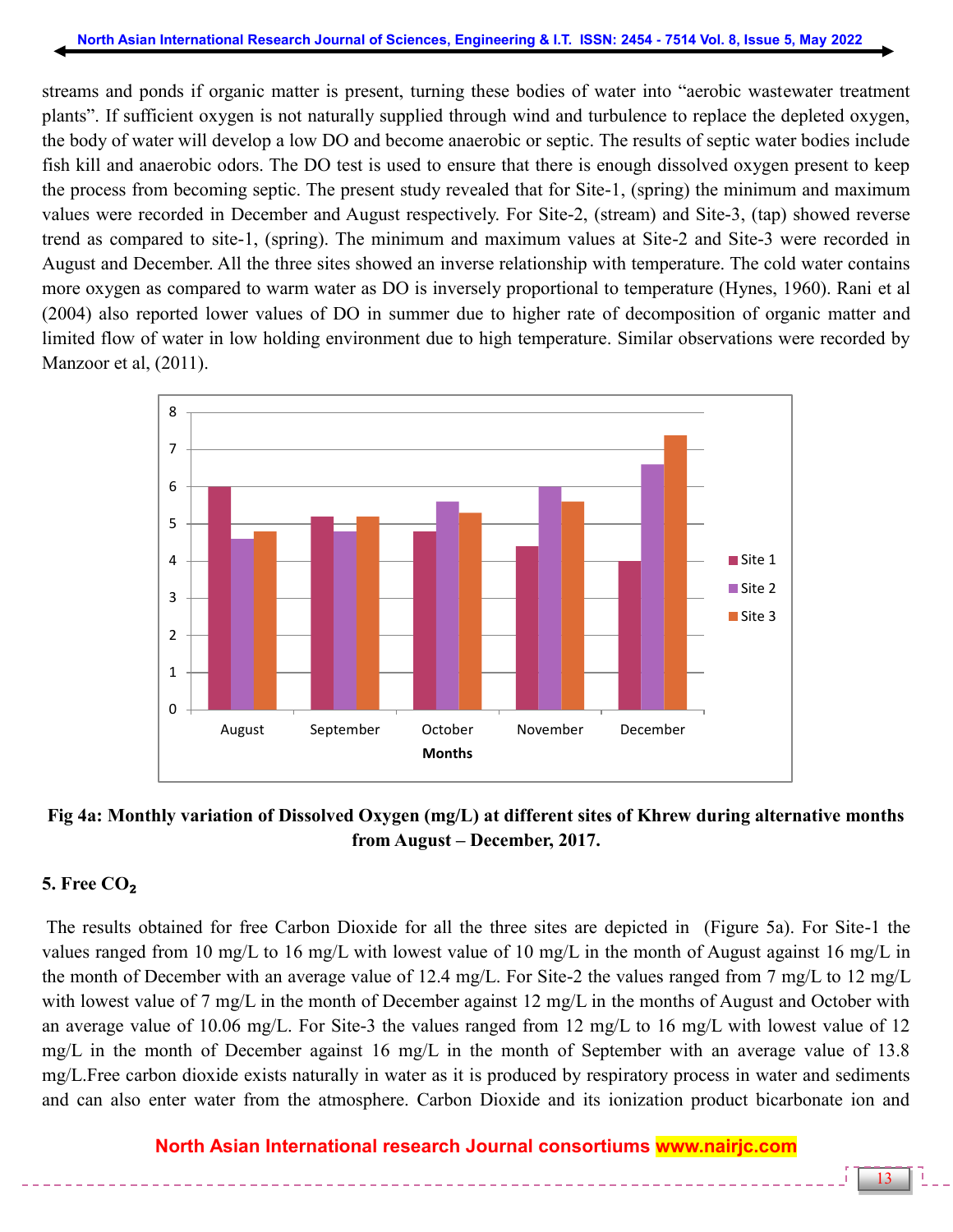streams and ponds if organic matter is present, turning these bodies of water into "aerobic wastewater treatment plants". If sufficient oxygen is not naturally supplied through wind and turbulence to replace the depleted oxygen, the body of water will develop a low DO and become anaerobic or septic. The results of septic water bodies include fish kill and anaerobic odors. The DO test is used to ensure that there is enough dissolved oxygen present to keep the process from becoming septic. The present study revealed that for Site-1, (spring) the minimum and maximum values were recorded in December and August respectively. For Site-2, (stream) and Site-3, (tap) showed reverse trend as compared to site-1, (spring). The minimum and maximum values at Site-2 and Site-3 were recorded in August and December. All the three sites showed an inverse relationship with temperature. The cold water contains more oxygen as compared to warm water as DO is inversely proportional to temperature (Hynes, 1960). Rani et al (2004) also reported lower values of DO in summer due to higher rate of decomposition of organic matter and limited flow of water in low holding environment due to high temperature. Similar observations were recorded by Manzoor et al, (2011).

**Fig 4a: Monthly variation of Dissolved Oxygen (mg/L) at different sites of Khrew during alternative months from August – December, 2017.**

### 5. Free $CO_2$

The results obtained for free Carbon Dioxide for all the three sites are depicted in (Figure 5a). For Site-1 the values ranged from 10 mg/L to 16 mg/L with lowest value of 10 mg/L in the month of August against 16 mg/L in the month of December with an average value of 12.4 mg/L. For Site-2 the values ranged from 7 mg/L to 12 mg/L with lowest value of 7 mg/L in the month of December against 12 mg/L in the months of August and October with an average value of 10.06 mg/L. For Site-3 the values ranged from 12 mg/L to 16 mg/L with lowest value of 12 mg/L in the month of December against 16 mg/L in the month of September with an average value of 13.8 mg/L.Free carbon dioxide exists naturally in water as it is produced by respiratory process in water and sediments and can also enter water from the atmosphere. Carbon Dioxide and its ionization product bicarbonate ion and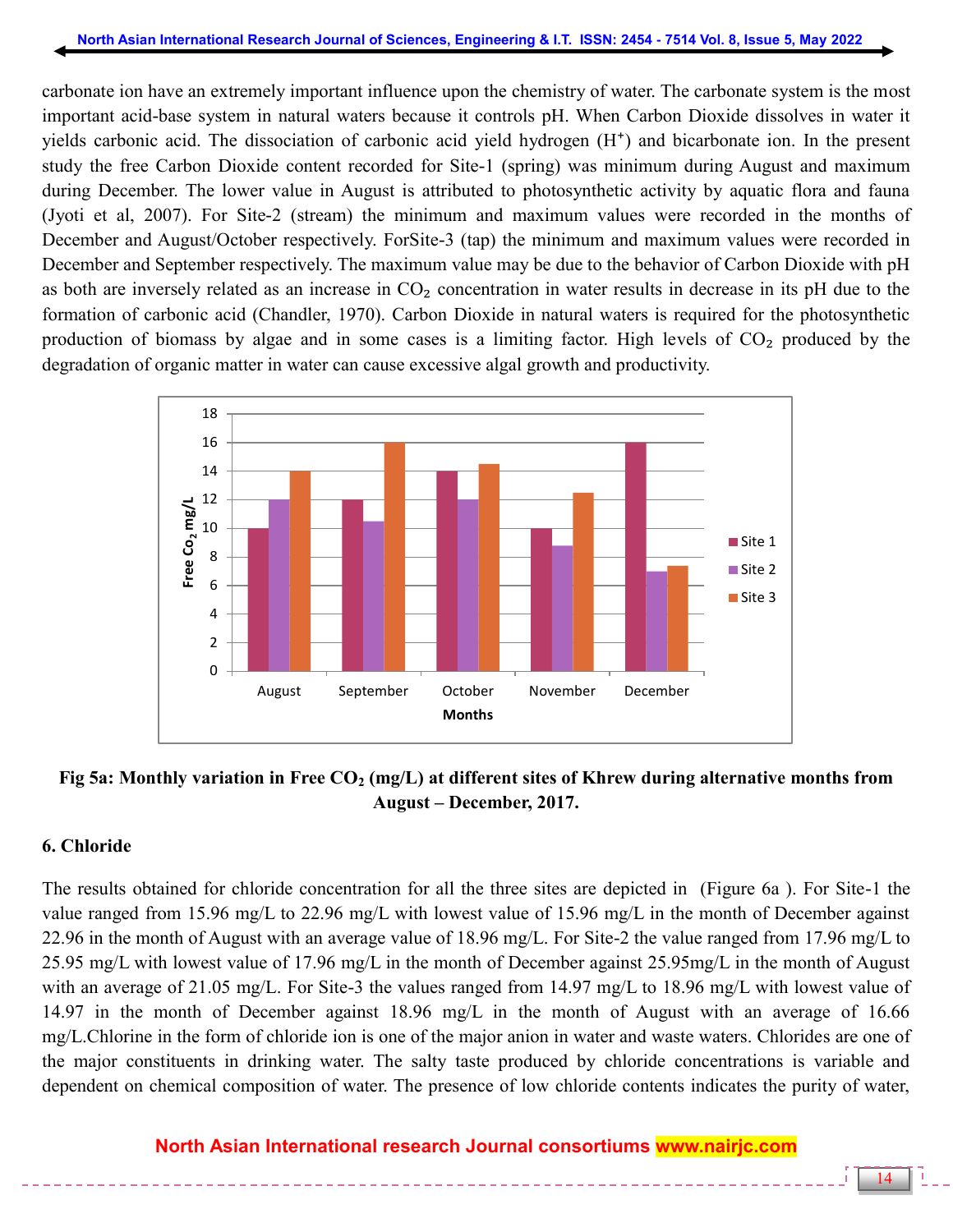carbonate ion have an extremely important influence upon the chemistry of water. The carbonate system is the most important acid-base system in natural waters because it controls pH. When Carbon Dioxide dissolves in water it yields carbonic acid. The dissociation of carbonic acid yield hydrogen ($H^+$) and bicarbonate ion. In the present study the free Carbon Dioxide content recorded for Site-1 (spring) was minimum during August and maximum during December. The lower value in August is attributed to photosynthetic activity by aquatic flora and fauna (Jyoti et al, 2007). For Site-2 (stream) the minimum and maximum values were recorded in the months of December and August/October respectively. ForSite-3 (tap) the minimum and maximum values were recorded in December and September respectively. The maximum value may be due to the behavior of Carbon Dioxide with pH as both are inversely related as an increase in $CO_2$ concentration in water results in decrease in its pH due to the formation of carbonic acid (Chandler, 1970). Carbon Dioxide in natural waters is required for the photosynthetic production of biomass by algae and in some cases is a limiting factor. High levels of $CO_2$ produced by the degradation of organic matter in water can cause excessive algal growth and productivity.

**Fig 5a: Monthly variation in Free $CO_2$ (mg/L) at different sites of Khrew during alternative months from August – December, 2017.**

### 6. Chloride

The results obtained for chloride concentration for all the three sites are depicted in (Figure 6a ). For Site-1 the value ranged from 15.96 mg/L to 22.96 mg/L with lowest value of 15.96 mg/L in the month of December against 22.96 in the month of August with an average value of 18.96 mg/L. For Site-2 the value ranged from 17.96 mg/L to 25.95 mg/L with lowest value of 17.96 mg/L in the month of December against 25.95mg/L in the month of August with an average of 21.05 mg/L. For Site-3 the values ranged from 14.97 mg/L to 18.96 mg/L with lowest value of 14.97 in the month of December against 18.96 mg/L in the month of August with an average of 16.66 mg/L.Chlorine in the form of chloride ion is one of the major anion in water and waste waters. Chlorides are one of the major constituents in drinking water. The salty taste produced by chloride concentrations is variable and dependent on chemical composition of water. The presence of low chloride contents indicates the purity of water,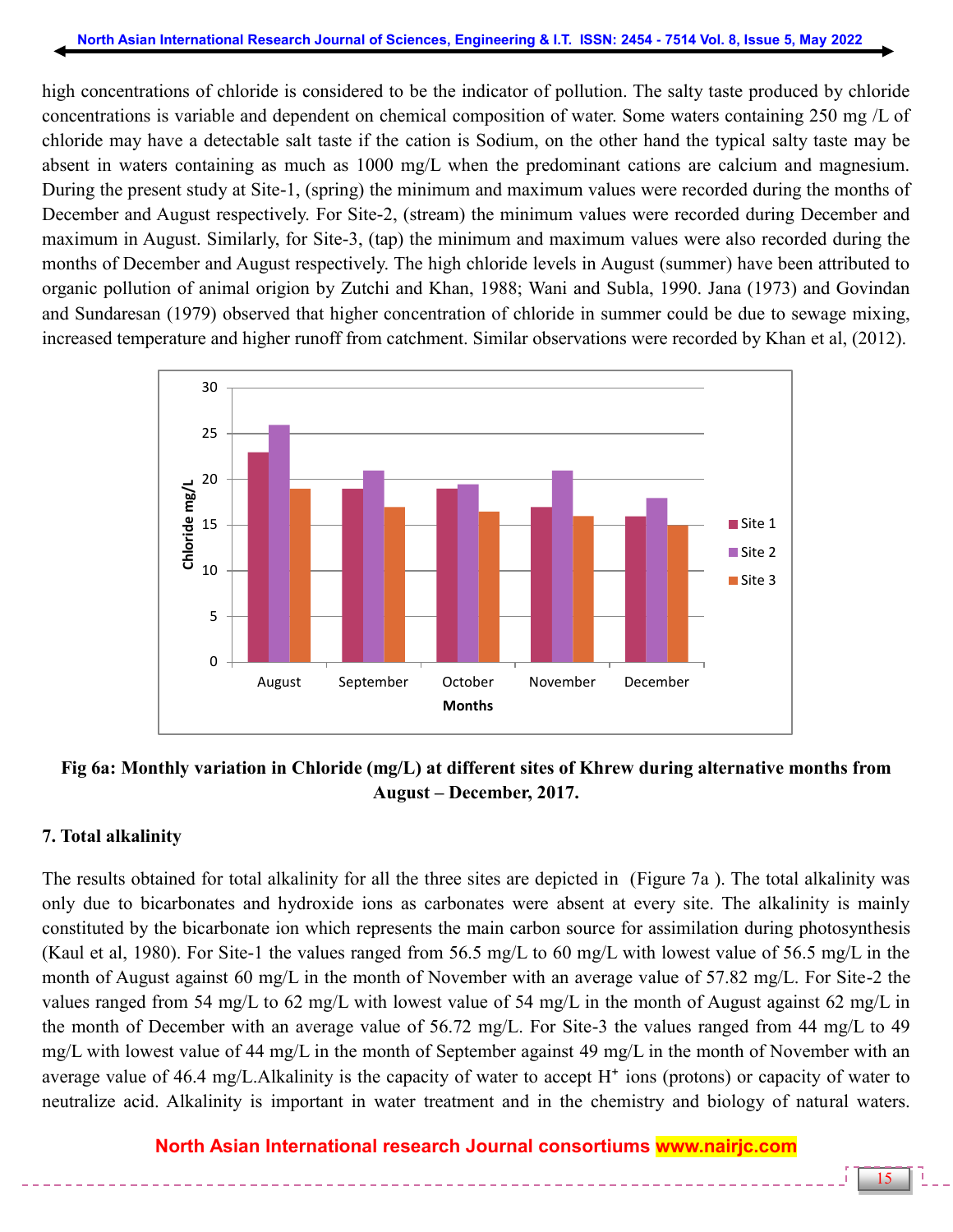high concentrations of chloride is considered to be the indicator of pollution. The salty taste produced by chloride concentrations is variable and dependent on chemical composition of water. Some waters containing 250 mg /L of chloride may have a detectable salt taste if the cation is Sodium, on the other hand the typical salty taste may be absent in waters containing as much as 1000 mg/L when the predominant cations are calcium and magnesium. During the present study at Site-1, (spring) the minimum and maximum values were recorded during the months of December and August respectively. For Site-2, (stream) the minimum values were recorded during December and maximum in August. Similarly, for Site-3, (tap) the minimum and maximum values were also recorded during the months of December and August respectively. The high chloride levels in August (summer) have been attributed to organic pollution of animal origion by Zutchi and Khan, 1988; Wani and Subla, 1990. Jana (1973) and Govindan and Sundaresan (1979) observed that higher concentration of chloride in summer could be due to sewage mixing, increased temperature and higher runoff from catchment. Similar observations were recorded by Khan et al, (2012).

**Fig 6a: Monthly variation in Chloride (mg/L) at different sites of Khrew during alternative months from August – December, 2017.**

## 7. Total alkalinity

The results obtained for total alkalinity for all the three sites are depicted in (Figure 7a ). The total alkalinity was only due to bicarbonates and hydroxide ions as carbonates were absent at every site. The alkalinity is mainly constituted by the bicarbonate ion which represents the main carbon source for assimilation during photosynthesis (Kaul et al, 1980). For Site-1 the values ranged from 56.5 mg/L to 60 mg/L with lowest value of 56.5 mg/L in the month of August against 60 mg/L in the month of November with an average value of 57.82 mg/L. For Site-2 the values ranged from 54 mg/L to 62 mg/L with lowest value of 54 mg/L in the month of August against 62 mg/L in the month of December with an average value of 56.72 mg/L. For Site-3 the values ranged from 44 mg/L to 49 mg/L with lowest value of 44 mg/L in the month of September against 49 mg/L in the month of November with an average value of 46.4 mg/L.Alkalinity is the capacity of water to accept $H^+$ ions (protons) or capacity of water to neutralize acid. Alkalinity is important in water treatment and in the chemistry and biology of natural waters.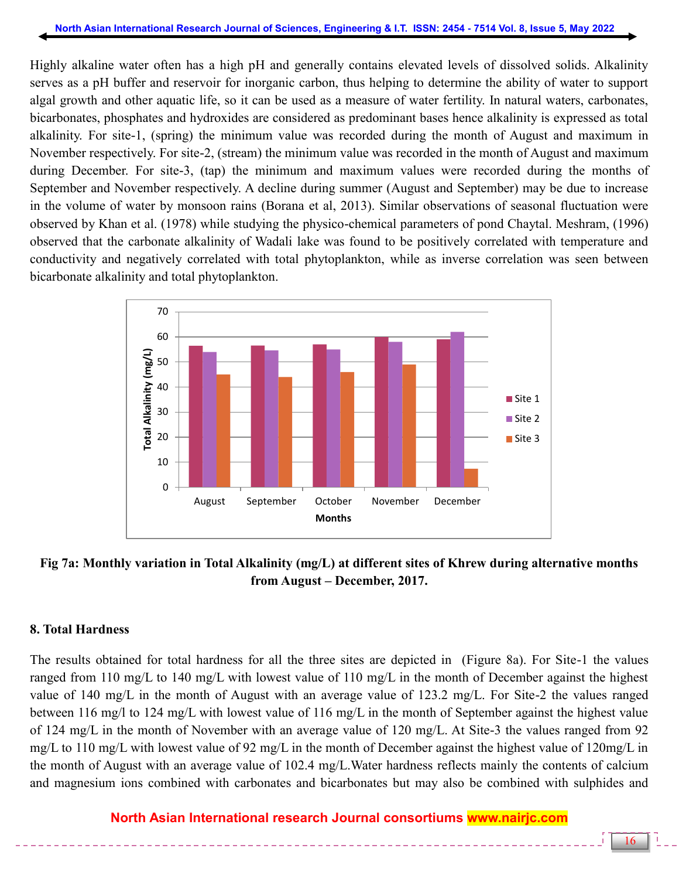Highly alkaline water often has a high pH and generally contains elevated levels of dissolved solids. Alkalinity serves as a pH buffer and reservoir for inorganic carbon, thus helping to determine the ability of water to support algal growth and other aquatic life, so it can be used as a measure of water fertility. In natural waters, carbonates, bicarbonates, phosphates and hydroxides are considered as predominant bases hence alkalinity is expressed as total alkalinity. For site-1, (spring) the minimum value was recorded during the month of August and maximum in November respectively. For site-2, (stream) the minimum value was recorded in the month of August and maximum during December. For site-3, (tap) the minimum and maximum values were recorded during the months of September and November respectively. A decline during summer (August and September) may be due to increase in the volume of water by monsoon rains (Borana et al, 2013). Similar observations of seasonal fluctuation were observed by Khan et al. (1978) while studying the physico-chemical parameters of pond Chaytal. Meshram, (1996) observed that the carbonate alkalinity of Wadali lake was found to be positively correlated with temperature and conductivity and negatively correlated with total phytoplankton, while as inverse correlation was seen between bicarbonate alkalinity and total phytoplankton.

**Fig 7a: Monthly variation in Total Alkalinity (mg/L) at different sites of Khrew during alternative months from August – December, 2017.**

## 8. Total Hardness

The results obtained for total hardness for all the three sites are depicted in (Figure 8a). For Site-1 the values ranged from 110 mg/L to 140 mg/L with lowest value of 110 mg/L in the month of December against the highest value of 140 mg/L in the month of August with an average value of 123.2 mg/L. For Site-2 the values ranged between 116 mg/l to 124 mg/L with lowest value of 116 mg/L in the month of September against the highest value of 124 mg/L in the month of November with an average value of 120 mg/L. At Site-3 the values ranged from 92 mg/L to 110 mg/L with lowest value of 92 mg/L in the month of December against the highest value of 120mg/L in the month of August with an average value of 102.4 mg/L.Water hardness reflects mainly the contents of calcium and magnesium ions combined with carbonates and bicarbonates but may also be combined with sulphides and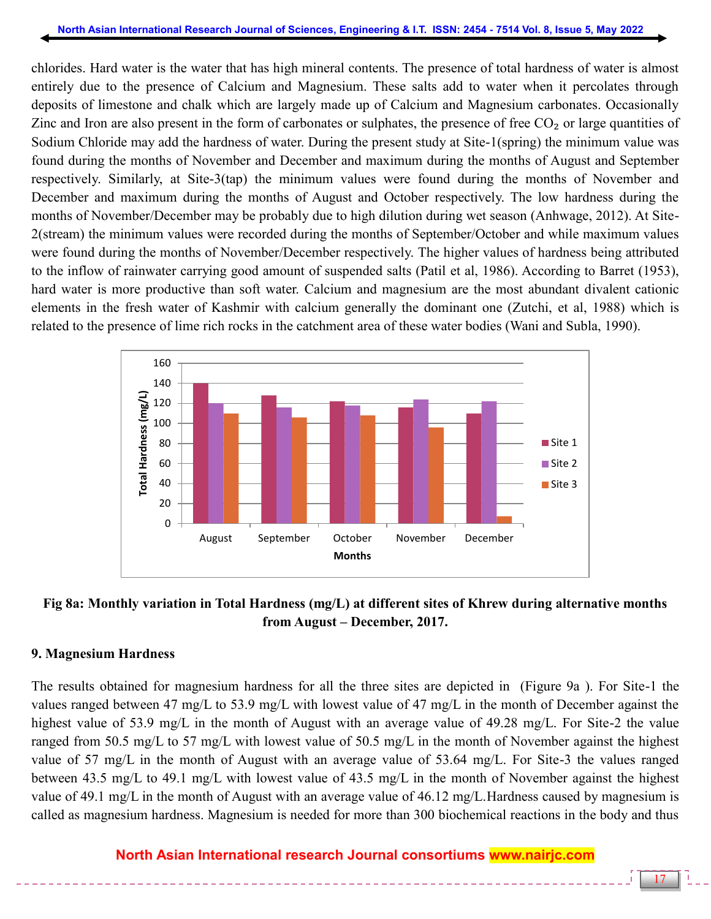chlorides. Hard water is the water that has high mineral contents. The presence of total hardness of water is almost entirely due to the presence of Calcium and Magnesium. These salts add to water when it percolates through deposits of limestone and chalk which are largely made up of Calcium and Magnesium carbonates. Occasionally Zinc and Iron are also present in the form of carbonates or sulphates, the presence of free $CO_2$ or large quantities of Sodium Chloride may add the hardness of water. During the present study at Site-1(spring) the minimum value was found during the months of November and December and maximum during the months of August and September respectively. Similarly, at Site-3(tap) the minimum values were found during the months of November and December and maximum during the months of August and October respectively. The low hardness during the months of November/December may be probably due to high dilution during wet season (Anhwage, 2012). At Site-2(stream) the minimum values were recorded during the months of September/October and while maximum values were found during the months of November/December respectively. The higher values of hardness being attributed to the inflow of rainwater carrying good amount of suspended salts (Patil et al, 1986). According to Barret (1953), hard water is more productive than soft water. Calcium and magnesium are the most abundant divalent cationic elements in the fresh water of Kashmir with calcium generally the dominant one (Zutchi, et al, 1988) which is related to the presence of lime rich rocks in the catchment area of these water bodies (Wani and Subla, 1990).

**Fig 8a: Monthly variation in Total Hardness (mg/L) at different sites of Khrew during alternative months from August – December, 2017.**

### 9. Magnesium Hardness

The results obtained for magnesium hardness for all the three sites are depicted in (Figure 9a ). For Site-1 the values ranged between 47 mg/L to 53.9 mg/L with lowest value of 47 mg/L in the month of December against the highest value of 53.9 mg/L in the month of August with an average value of 49.28 mg/L. For Site-2 the value ranged from 50.5 mg/L to 57 mg/L with lowest value of 50.5 mg/L in the month of November against the highest value of 57 mg/L in the month of August with an average value of 53.64 mg/L. For Site-3 the values ranged between 43.5 mg/L to 49.1 mg/L with lowest value of 43.5 mg/L in the month of November against the highest value of 49.1 mg/L in the month of August with an average value of 46.12 mg/L.Hardness caused by magnesium is called as magnesium hardness. Magnesium is needed for more than 300 biochemical reactions in the body and thus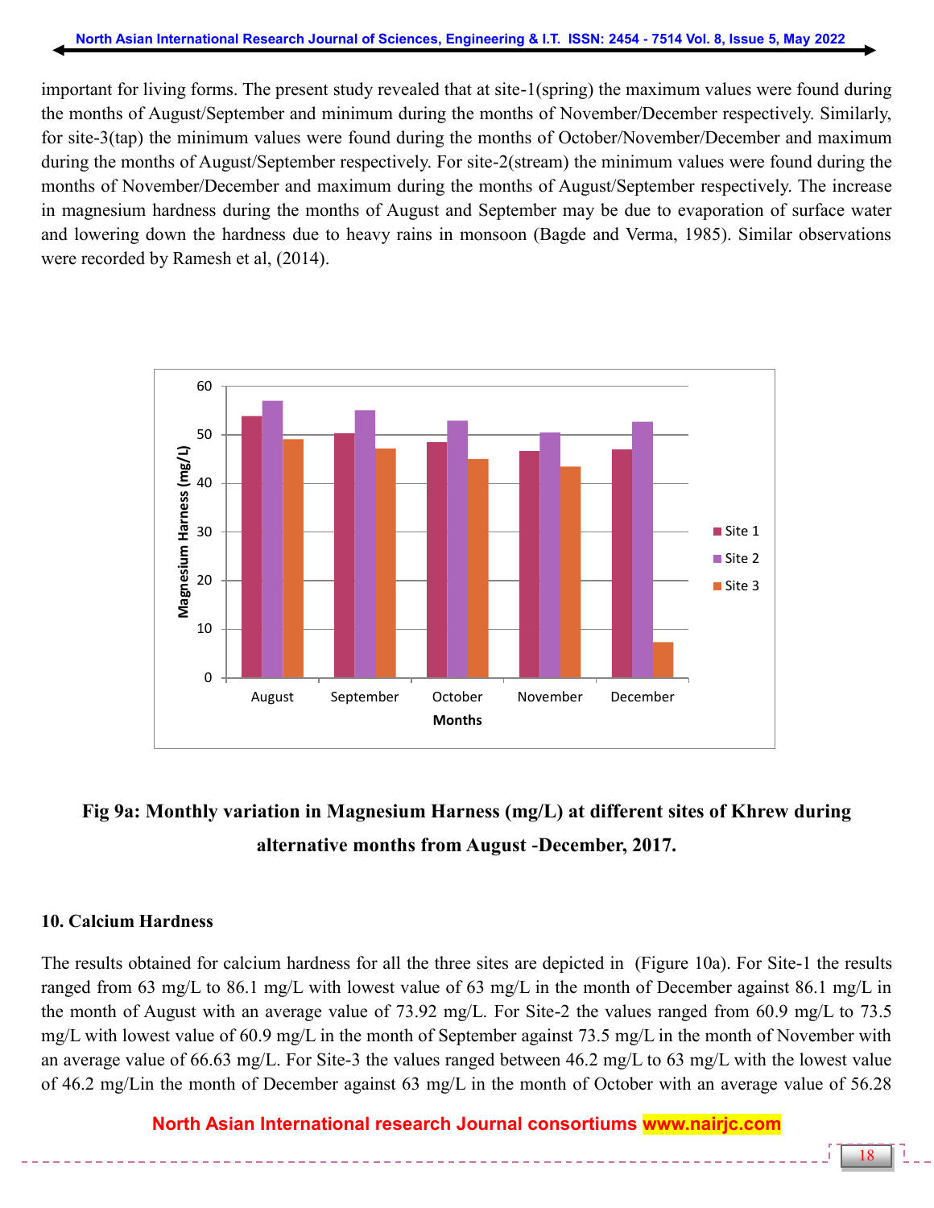important for living forms. The present study revealed that at site-1(spring) the maximum values were found during the months of August/September and minimum during the months of November/December respectively. Similarly, for site-3(tap) the minimum values were found during the months of October/November/December and maximum during the months of August/September respectively. For site-2(stream) the minimum values were found during the months of November/December and maximum during the months of August/September respectively. The increase in magnesium hardness during the months of August and September may be due to evaporation of surface water and lowering down the hardness due to heavy rains in monsoon (Bagde and Verma, 1985). Similar observations were recorded by Ramesh et al, (2014).

**Fig 9a: Monthly variation in Magnesium Harness (mg/L) at different sites of Khrew during alternative months from August -December, 2017.**

## 10. Calcium Hardness

The results obtained for calcium hardness for all the three sites are depicted in (Figure 10a). For Site-1 the results ranged from 63 mg/L to 86.1 mg/L with lowest value of 63 mg/L in the month of December against 86.1 mg/L in the month of August with an average value of 73.92 mg/L. For Site-2 the values ranged from 60.9 mg/L to 73.5 mg/L with lowest value of 60.9 mg/L in the month of September against 73.5 mg/L in the month of November with an average value of 66.63 mg/L. For Site-3 the values ranged between 46.2 mg/L to 63 mg/L with the lowest value of 46.2 mg/Lin the month of December against 63 mg/L in the month of October with an average value of 56.28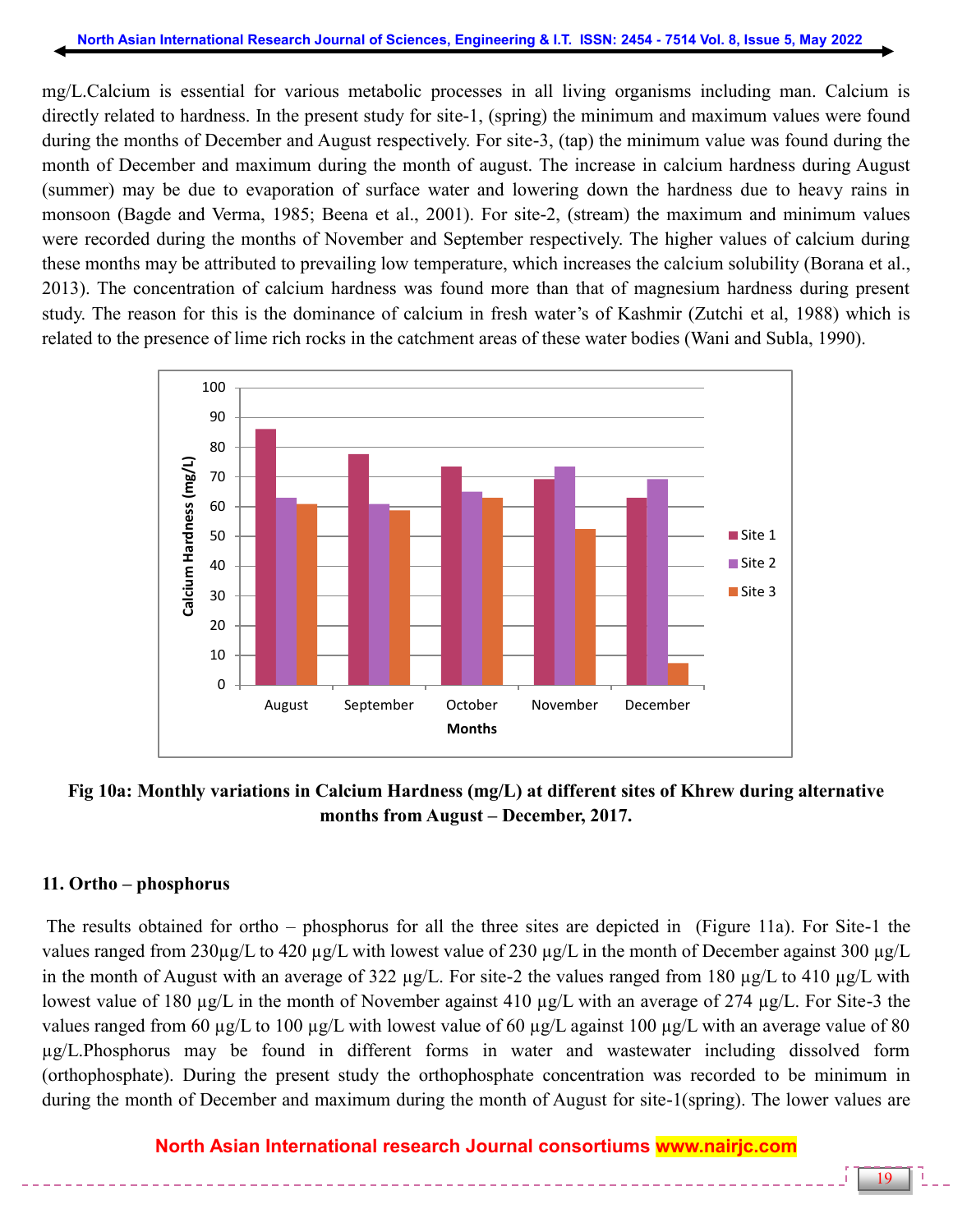mg/L.Calcium is essential for various metabolic processes in all living organisms including man. Calcium is directly related to hardness. In the present study for site-1, (spring) the minimum and maximum values were found during the months of December and August respectively. For site-3, (tap) the minimum value was found during the month of December and maximum during the month of august. The increase in calcium hardness during August (summer) may be due to evaporation of surface water and lowering down the hardness due to heavy rains in monsoon (Bagde and Verma, 1985; Beena et al., 2001). For site-2, (stream) the maximum and minimum values were recorded during the months of November and September respectively. The higher values of calcium during these months may be attributed to prevailing low temperature, which increases the calcium solubility (Borana et al., 2013). The concentration of calcium hardness was found more than that of magnesium hardness during present study. The reason for this is the dominance of calcium in fresh water's of Kashmir (Zutchi et al, 1988) which is related to the presence of lime rich rocks in the catchment areas of these water bodies (Wani and Subla, 1990).

**Fig 10a: Monthly variations in Calcium Hardness (mg/L) at different sites of Khrew during alternative months from August – December, 2017.**

## 11. Ortho – phosphorus

The results obtained for ortho – phosphorus for all the three sites are depicted in (Figure 11a). For Site-1 the values ranged from 230µg/L to 420 µg/L with lowest value of 230 µg/L in the month of December against 300 µg/L in the month of August with an average of 322 µg/L. For site-2 the values ranged from 180 µg/L to 410 µg/L with lowest value of 180 µg/L in the month of November against 410 µg/L with an average of 274 µg/L. For Site-3 the values ranged from 60 µg/L to 100 µg/L with lowest value of 60 µg/L against 100 µg/L with an average value of 80 µg/L.Phosphorus may be found in different forms in water and wastewater including dissolved form (orthophosphate). During the present study the orthophosphate concentration was recorded to be minimum in during the month of December and maximum during the month of August for site-1(spring). The lower values are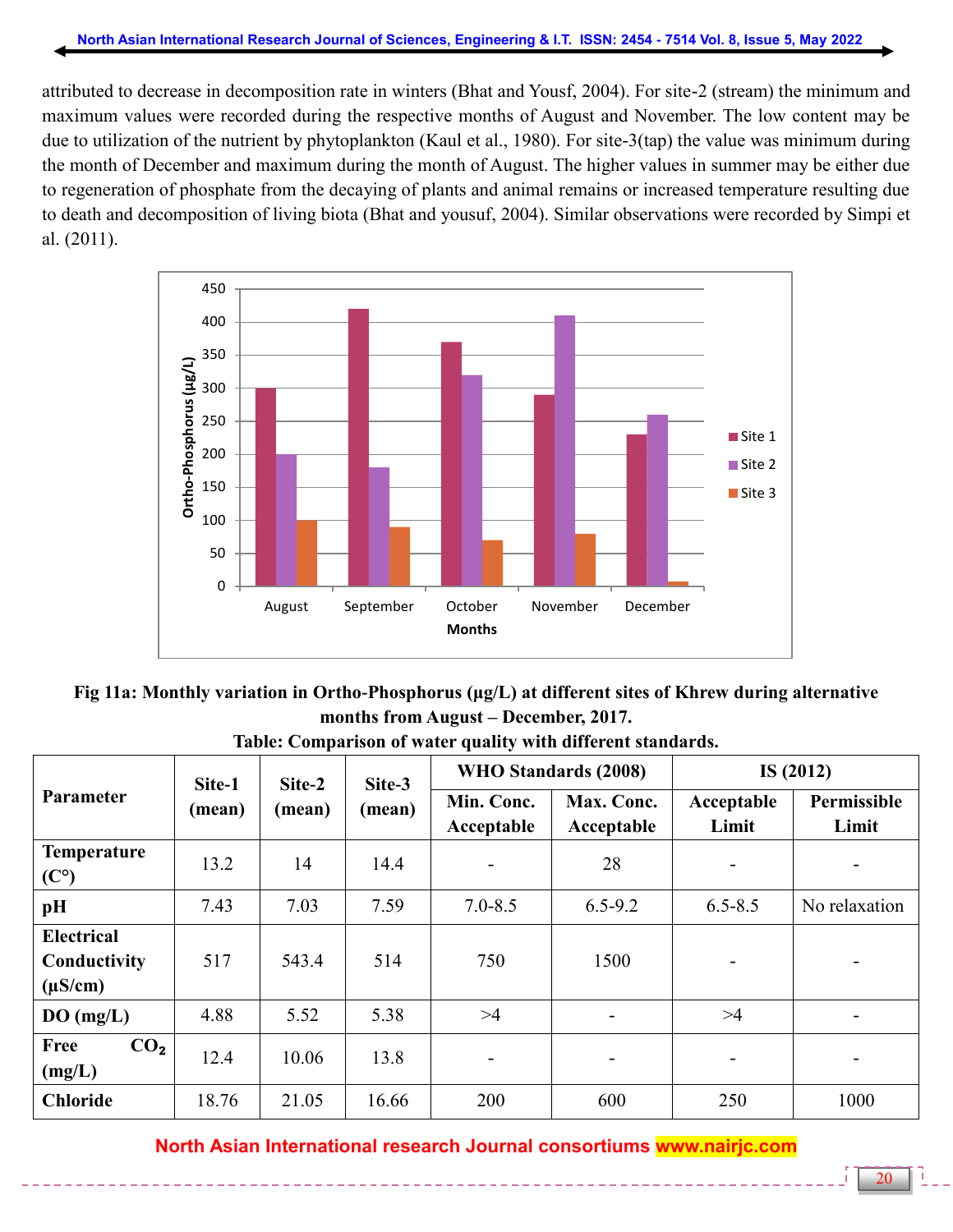attributed to decrease in decomposition rate in winters (Bhat and Yousf, 2004). For site-2 (stream) the minimum and maximum values were recorded during the respective months of August and November. The low content may be due to utilization of the nutrient by phytoplankton (Kaul et al., 1980). For site-3(tap) the value was minimum during the month of December and maximum during the month of August. The higher values in summer may be either due to regeneration of phosphate from the decaying of plants and animal remains or increased temperature resulting due to death and decomposition of living biota (Bhat and yousuf, 2004). Similar observations were recorded by Simpi et al. (2011).

**Fig 11a: Monthly variation in Ortho-Phosphorus (µg/L) at different sites of Khrew during alternative months from August – December, 2017.**

**Table: Comparison of water quality with different standards.**

| Parameter | Site-1 (mean) | Site-2 (mean) | Site-3 (mean) | WHO Standards (2008) | | IS (2012) | |
|---|---|---|---|---|---|---|---|
| | | | | Min. Conc. Acceptable | Max. Conc. Acceptable | Acceptable Limit | Permissible Limit |
| **Temperature (C°)** | 13.2 | 14 | 14.4 | - | 28 | - | - |
| **pH** | 7.43 | 7.03 | 7.59 | 7.0-8.5 | 6.5-9.2 | 6.5-8.5 | No relaxation |
| **Electrical Conductivity (µS/cm)** | 517 | 543.4 | 514 | 750 | 1500 | - | - |
| **DO (mg/L)** | 4.88 | 5.52 | 5.38 | >4 | - | >4 | - |
| **Free $CO_2$ (mg/L)** | 12.4 | 10.06 | 13.8 | - | - | - | - |
| **Chloride** | 18.76 | 21.05 | 16.66 | 200 | 600 | 250 | 1000 |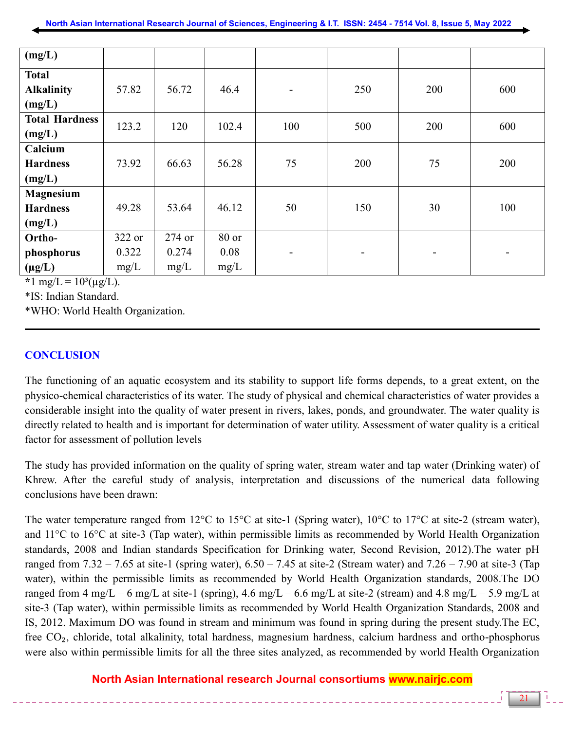| (mg/L) | | | | | | | |
|---|---|---|---|---|---|---|---|
| **Total Alkalinity (mg/L)** | 57.82 | 56.72 | 46.4 | - | 250 | 200 | 600 |
| **Total Hardness (mg/L)** | 123.2 | 120 | 102.4 | 100 | 500 | 200 | 600 |
| **Calcium Hardness (mg/L)** | 73.92 | 66.63 | 56.28 | 75 | 200 | 75 | 200 |
| **Magnesium Hardness (mg/L)** | 49.28 | 53.64 | 46.12 | 50 | 150 | 30 | 100 |
| **Ortho-phosphorus (µg/L)** | 322 or 0.322 mg/L | 274 or 0.274 mg/L | 80 or 0.08 mg/L | - | - | - | - |

*1 mg/L = $10^3$(µg/L).

*IS: Indian Standard.

*WHO: World Health Organization.

## CONCLUSION

The functioning of an aquatic ecosystem and its stability to support life forms depends, to a great extent, on the physico-chemical characteristics of its water. The study of physical and chemical characteristics of water provides a considerable insight into the quality of water present in rivers, lakes, ponds, and groundwater. The water quality is directly related to health and is important for determination of water utility. Assessment of water quality is a critical factor for assessment of pollution levels

The study has provided information on the quality of spring water, stream water and tap water (Drinking water) of Khrew. After the careful study of analysis, interpretation and discussions of the numerical data following conclusions have been drawn:

The water temperature ranged from 12°C to 15°C at site-1 (Spring water), 10°C to 17°C at site-2 (stream water), and 11°C to 16°C at site-3 (Tap water), within permissible limits as recommended by World Health Organization standards, 2008 and Indian standards Specification for Drinking water, Second Revision, 2012).The water pH ranged from 7.32 – 7.65 at site-1 (spring water), 6.50 – 7.45 at site-2 (Stream water) and 7.26 – 7.90 at site-3 (Tap water), within the permissible limits as recommended by World Health Organization standards, 2008.The DO ranged from 4 mg/L – 6 mg/L at site-1 (spring), 4.6 mg/L – 6.6 mg/L at site-2 (stream) and 4.8 mg/L – 5.9 mg/L at site-3 (Tap water), within permissible limits as recommended by World Health Organization Standards, 2008 and IS, 2012. Maximum DO was found in stream and minimum was found in spring during the present study.The EC, free $CO_2$, chloride, total alkalinity, total hardness, magnesium hardness, calcium hardness and ortho-phosphorus were also within permissible limits for all the three sites analyzed, as recommended by world Health Organization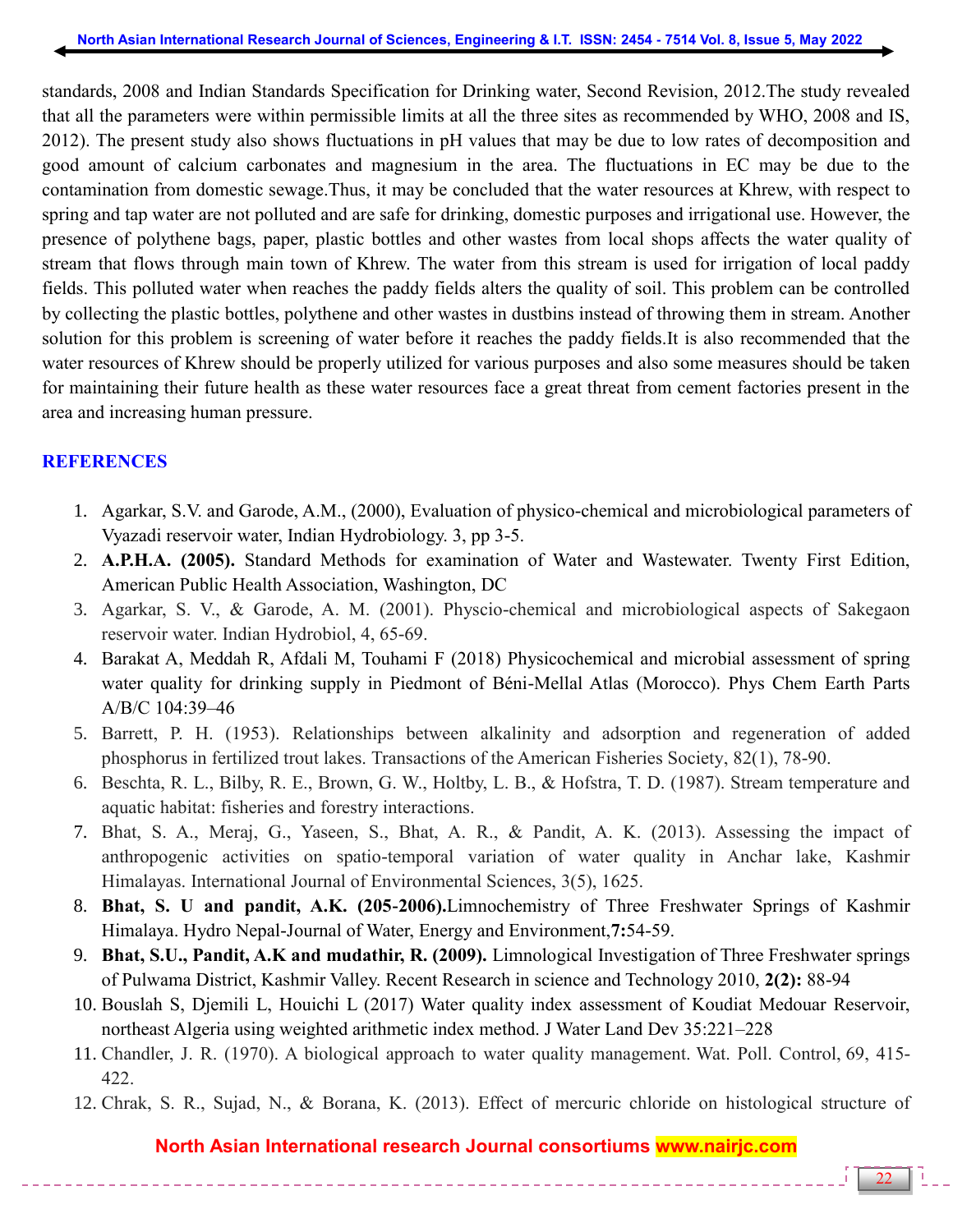standards, 2008 and Indian Standards Specification for Drinking water, Second Revision, 2012.The study revealed that all the parameters were within permissible limits at all the three sites as recommended by WHO, 2008 and IS, 2012). The present study also shows fluctuations in pH values that may be due to low rates of decomposition and good amount of calcium carbonates and magnesium in the area. The fluctuations in EC may be due to the contamination from domestic sewage.Thus, it may be concluded that the water resources at Khrew, with respect to spring and tap water are not polluted and are safe for drinking, domestic purposes and irrigational use. However, the presence of polythene bags, paper, plastic bottles and other wastes from local shops affects the water quality of stream that flows through main town of Khrew. The water from this stream is used for irrigation of local paddy fields. This polluted water when reaches the paddy fields alters the quality of soil. This problem can be controlled by collecting the plastic bottles, polythene and other wastes in dustbins instead of throwing them in stream. Another solution for this problem is screening of water before it reaches the paddy fields.It is also recommended that the water resources of Khrew should be properly utilized for various purposes and also some measures should be taken for maintaining their future health as these water resources face a great threat from cement factories present in the area and increasing human pressure.

## REFERENCES

1. Agarkar, S.V. and Garode, A.M., (2000), Evaluation of physico-chemical and microbiological parameters of Vyazadi reservoir water, Indian Hydrobiology. 3, pp 3-5.
2. **A.P.H.A. (2005).** Standard Methods for examination of Water and Wastewater. Twenty First Edition, American Public Health Association, Washington, DC
3. Agarkar, S. V., & Garode, A. M. (2001). Physcio-chemical and microbiological aspects of Sakegaon reservoir water. Indian Hydrobiol, 4, 65-69.
4. Barakat A, Meddah R, Afdali M, Touhami F (2018) Physicochemical and microbial assessment of spring water quality for drinking supply in Piedmont of Béni-Mellal Atlas (Morocco). Phys Chem Earth Parts A/B/C 104:39–46
5. Barrett, P. H. (1953). Relationships between alkalinity and adsorption and regeneration of added phosphorus in fertilized trout lakes. Transactions of the American Fisheries Society, 82(1), 78-90.
6. Beschta, R. L., Bilby, R. E., Brown, G. W., Holtby, L. B., & Hofstra, T. D. (1987). Stream temperature and aquatic habitat: fisheries and forestry interactions.
7. Bhat, S. A., Meraj, G., Yaseen, S., Bhat, A. R., & Pandit, A. K. (2013). Assessing the impact of anthropogenic activities on spatio-temporal variation of water quality in Anchar lake, Kashmir Himalayas. International Journal of Environmental Sciences, 3(5), 1625.
8. **Bhat, S. U and pandit, A.K. (205-2006).**Limnochemistry of Three Freshwater Springs of Kashmir Himalaya. Hydro Nepal-Journal of Water, Energy and Environment,**7:**54-59.
9. **Bhat, S.U., Pandit, A.K and mudathir, R. (2009).** Limnological Investigation of Three Freshwater springs of Pulwama District, Kashmir Valley. Recent Research in science and Technology 2010, **2(2):** 88-94
10. Bouslah S, Djemili L, Houichi L (2017) Water quality index assessment of Koudiat Medouar Reservoir, northeast Algeria using weighted arithmetic index method. J Water Land Dev 35:221–228
11. Chandler, J. R. (1970). A biological approach to water quality management. Wat. Poll. Control, 69, 415-422.
12. Chrak, S. R., Sujad, N., & Borana, K. (2013). Effect of mercuric chloride on histological structure of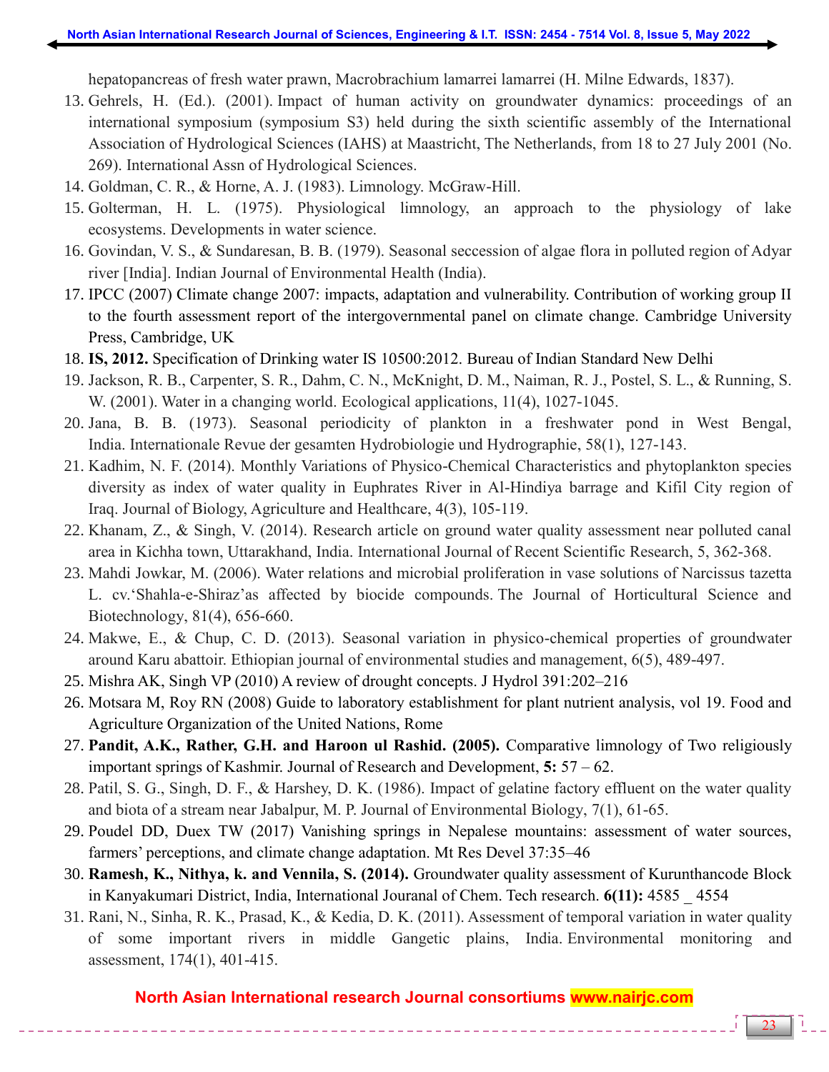hepatopancreas of fresh water prawn, Macrobrachium lamarrei lamarrei (H. Milne Edwards, 1837).

13. Gehrels, H. (Ed.). (2001). Impact of human activity on groundwater dynamics: proceedings of an international symposium (symposium S3) held during the sixth scientific assembly of the International Association of Hydrological Sciences (IAHS) at Maastricht, The Netherlands, from 18 to 27 July 2001 (No. 269). International Assn of Hydrological Sciences.
14. Goldman, C. R., & Horne, A. J. (1983). Limnology. McGraw-Hill.
15. Golterman, H. L. (1975). Physiological limnology, an approach to the physiology of lake ecosystems. Developments in water science.
16. Govindan, V. S., & Sundaresan, B. B. (1979). Seasonal seccession of algae flora in polluted region of Adyar river [India]. Indian Journal of Environmental Health (India).
17. IPCC (2007) Climate change 2007: impacts, adaptation and vulnerability. Contribution of working group II to the fourth assessment report of the intergovernmental panel on climate change. Cambridge University Press, Cambridge, UK
18. **IS, 2012.** Specification of Drinking water IS 10500:2012. Bureau of Indian Standard New Delhi
19. Jackson, R. B., Carpenter, S. R., Dahm, C. N., McKnight, D. M., Naiman, R. J., Postel, S. L., & Running, S. W. (2001). Water in a changing world. Ecological applications, 11(4), 1027-1045.
20. Jana, B. B. (1973). Seasonal periodicity of plankton in a freshwater pond in West Bengal, India. Internationale Revue der gesamten Hydrobiologie und Hydrographie, 58(1), 127-143.
21. Kadhim, N. F. (2014). Monthly Variations of Physico-Chemical Characteristics and phytoplankton species diversity as index of water quality in Euphrates River in Al-Hindiya barrage and Kifil City region of Iraq. Journal of Biology, Agriculture and Healthcare, 4(3), 105-119.
22. Khanam, Z., & Singh, V. (2014). Research article on ground water quality assessment near polluted canal area in Kichha town, Uttarakhand, India. International Journal of Recent Scientific Research, 5, 362-368.
23. Mahdi Jowkar, M. (2006). Water relations and microbial proliferation in vase solutions of Narcissus tazetta L. cv.'Shahla-e-Shiraz'as affected by biocide compounds. The Journal of Horticultural Science and Biotechnology, 81(4), 656-660.
24. Makwe, E., & Chup, C. D. (2013). Seasonal variation in physico-chemical properties of groundwater around Karu abattoir. Ethiopian journal of environmental studies and management, 6(5), 489-497.
25. Mishra AK, Singh VP (2010) A review of drought concepts. J Hydrol 391:202–216
26. Motsara M, Roy RN (2008) Guide to laboratory establishment for plant nutrient analysis, vol 19. Food and Agriculture Organization of the United Nations, Rome
27. **Pandit, A.K., Rather, G.H. and Haroon ul Rashid. (2005).** Comparative limnology of Two religiously important springs of Kashmir. Journal of Research and Development, **5:** 57 – 62.
28. Patil, S. G., Singh, D. F., & Harshey, D. K. (1986). Impact of gelatine factory effluent on the water quality and biota of a stream near Jabalpur, M. P. Journal of Environmental Biology, 7(1), 61-65.
29. Poudel DD, Duex TW (2017) Vanishing springs in Nepalese mountains: assessment of water sources, farmers' perceptions, and climate change adaptation. Mt Res Devel 37:35–46
30. **Ramesh, K., Nithya, k. and Vennila, S. (2014).** Groundwater quality assessment of Kurunthancode Block in Kanyakumari District, India, International Jouranal of Chem. Tech research. **6(11):** 4585 _ 4554
31. Rani, N., Sinha, R. K., Prasad, K., & Kedia, D. K. (2011). Assessment of temporal variation in water quality of some important rivers in middle Gangetic plains, India. Environmental monitoring and assessment, 174(1), 401-415.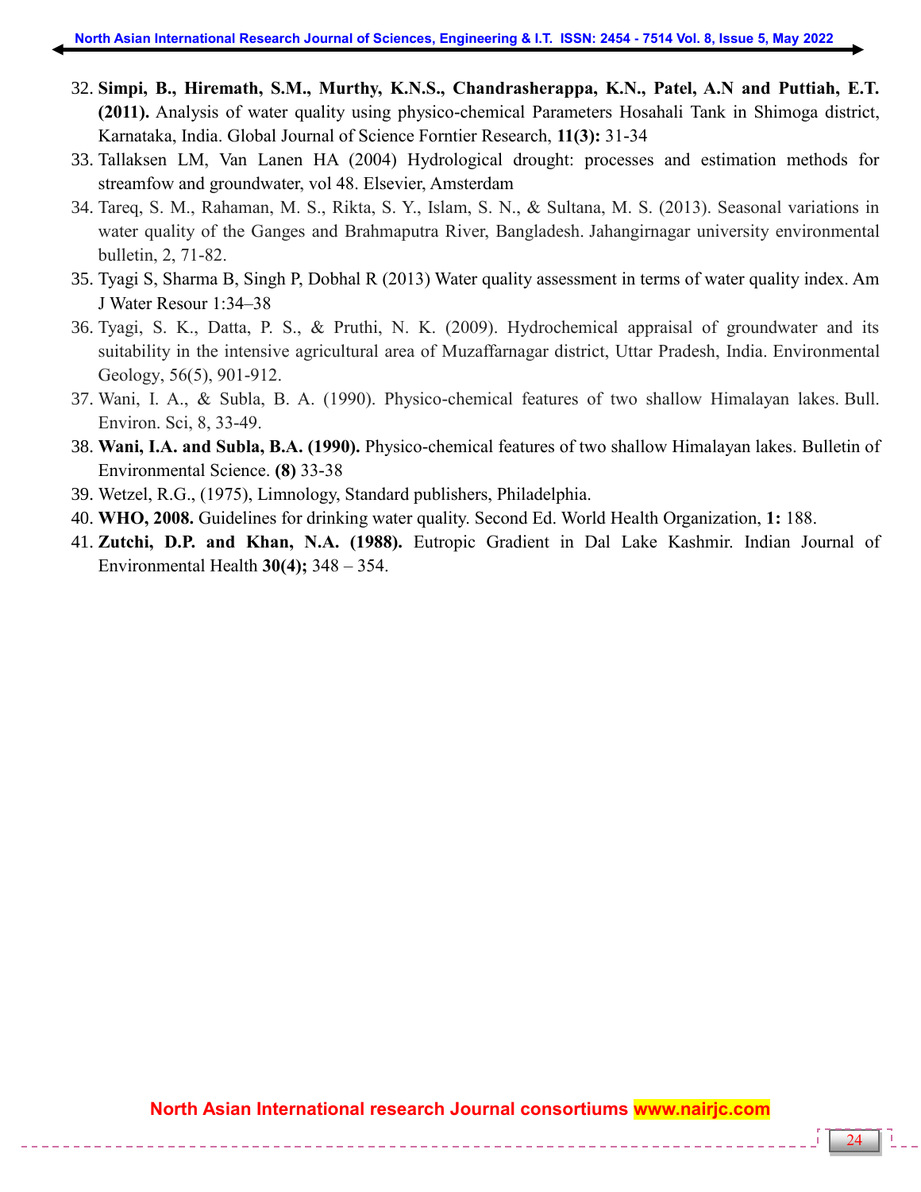32. **Simpi, B., Hiremath, S.M., Murthy, K.N.S., Chandrasherappa, K.N., Patel, A.N and Puttiah, E.T. (2011).** Analysis of water quality using physico-chemical Parameters Hosahali Tank in Shimoga district, Karnataka, India. Global Journal of Science Forntier Research, **11(3):** 31-34
33. Tallaksen LM, Van Lanen HA (2004) Hydrological drought: processes and estimation methods for streamfow and groundwater, vol 48. Elsevier, Amsterdam
34. Tareq, S. M., Rahaman, M. S., Rikta, S. Y., Islam, S. N., & Sultana, M. S. (2013). Seasonal variations in water quality of the Ganges and Brahmaputra River, Bangladesh. Jahangirnagar university environmental bulletin, 2, 71-82.
35. Tyagi S, Sharma B, Singh P, Dobhal R (2013) Water quality assessment in terms of water quality index. Am J Water Resour 1:34–38
36. Tyagi, S. K., Datta, P. S., & Pruthi, N. K. (2009). Hydrochemical appraisal of groundwater and its suitability in the intensive agricultural area of Muzaffarnagar district, Uttar Pradesh, India. Environmental Geology, 56(5), 901-912.
37. Wani, I. A., & Subla, B. A. (1990). Physico-chemical features of two shallow Himalayan lakes. Bull. Environ. Sci, 8, 33-49.
38. **Wani, I.A. and Subla, B.A. (1990).** Physico-chemical features of two shallow Himalayan lakes. Bulletin of Environmental Science. **(8)** 33-38
39. Wetzel, R.G., (1975), Limnology, Standard publishers, Philadelphia.
40. **WHO, 2008.** Guidelines for drinking water quality. Second Ed. World Health Organization, **1:** 188.
41. **Zutchi, D.P. and Khan, N.A. (1988).** Eutropic Gradient in Dal Lake Kashmir. Indian Journal of Environmental Health **30(4);** 348 – 354.